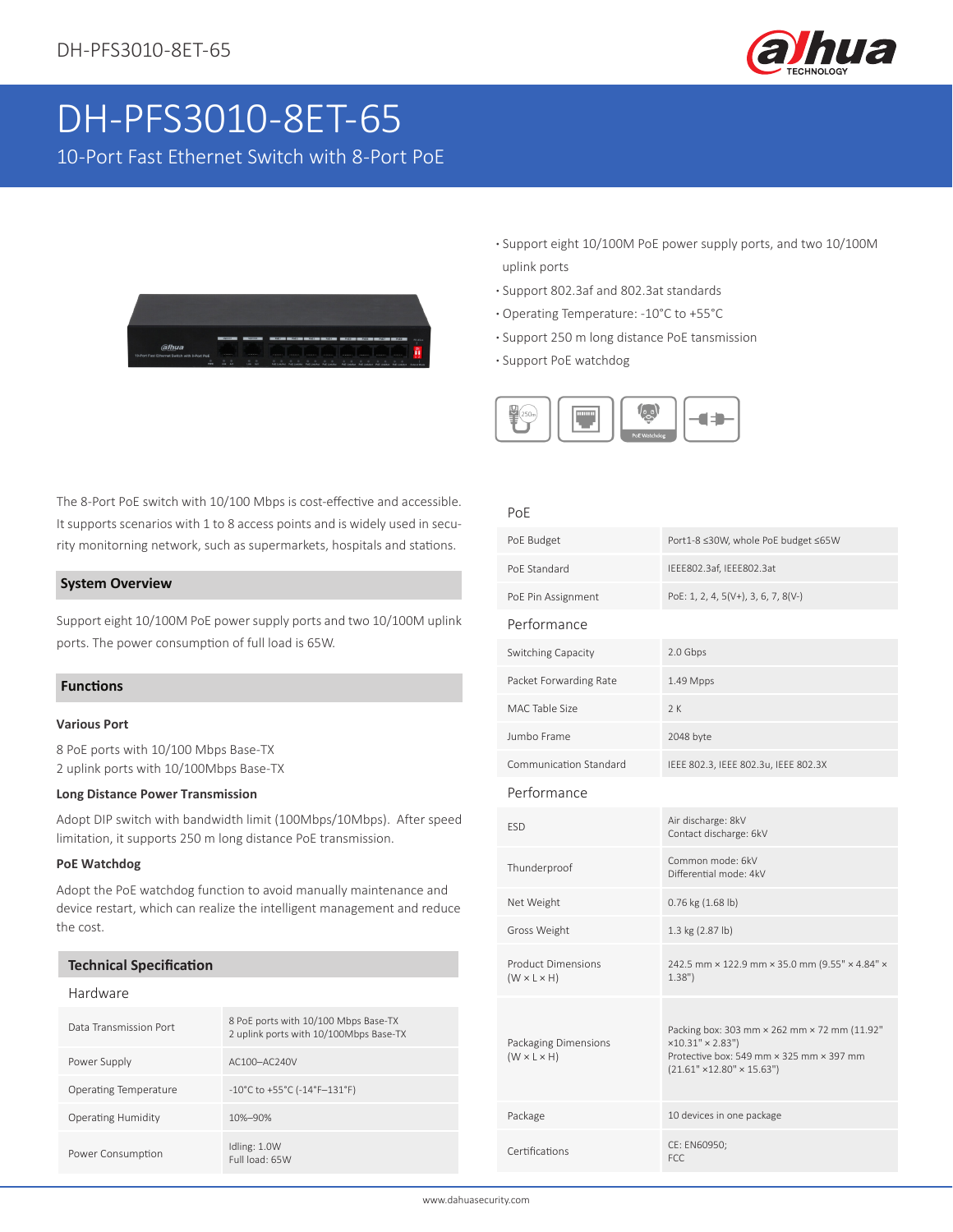# DH-PFS3010-8ET-65

10-Port Fast Ethernet Switch with 8-Port PoE

- Support eight 10/100M PoE power supply ports, and two 10/100M uplink ports
- Support 802.3af and 802.3at standards
- Operating Temperature: -10°C to +55°C
- Support 250 m long distance PoE tansmission
- Support PoE watchdog

The 8-Port PoE switch with 10/100 Mbps is cost-effective and accessible. It supports scenarios with 1 to 8 access points and is widely used in security monitorning network, such as supermarkets, hospitals and stations.

## System Overview

Support eight 10/100M PoE power supply ports and two 10/100M uplink ports. The power consumption of full load is 65W.

## Functions

### Various Port

8 PoE ports with 10/100 Mbps Base-TX
2 uplink ports with 10/100Mbps Base-TX

### Long Distance Power Transmission

Adopt DIP switch with bandwidth limit (100Mbps/10Mbps). After speed limitation, it supports 250 m long distance PoE transmission.

### PoE Watchdog

Adopt the PoE watchdog function to avoid manually maintenance and device restart, which can realize the intelligent management and reduce the cost.

## Technical Specification

### Hardware

| | |
|---|---|
| Data Transmission Port | 8 PoE ports with 10/100 Mbps Base-TX<br>2 uplink ports with 10/100Mbps Base-TX |
| Power Supply | AC100–AC240V |
| Operating Temperature | -10°C to +55°C (-14°F–131°F) |
| Operating Humidity | 10%–90% |
| Power Consumption | Idling: 1.0W<br>Full load: 65W |

### PoE

| | |
|---|---|
| PoE Budget | Port1-8 ≤30W, whole PoE budget ≤65W |
| PoE Standard | IEEE802.3af, IEEE802.3at |
| PoE Pin Assignment | PoE: 1, 2, 4, 5(V+), 3, 6, 7, 8(V-) |

### Performance

| | |
|---|---|
| Switching Capacity | 2.0 Gbps |
| Packet Forwarding Rate | 1.49 Mpps |
| MAC Table Size | 2 K |
| Jumbo Frame | 2048 byte |
| Communication Standard | IEEE 802.3, IEEE 802.3u, IEEE 802.3X |

### Performance

| | |
|---|---|
| ESD | Air discharge: 8kV<br>Contact discharge: 6kV |
| Thunderproof | Common mode: 6kV<br>Differential mode: 4kV |
| Net Weight | 0.76 kg (1.68 lb) |
| Gross Weight | 1.3 kg (2.87 lb) |
| Product Dimensions (W × L × H) | 242.5 mm × 122.9 mm × 35.0 mm (9.55" × 4.84" × 1.38") |
| Packaging Dimensions (W × L × H) | Packing box: 303 mm × 262 mm × 72 mm (11.92" ×10.31" × 2.83")<br>Protective box: 549 mm × 325 mm × 397 mm (21.61" ×12.80" × 15.63") |
| Package | 10 devices in one package |
| Certifications | CE: EN60950;<br>FCC |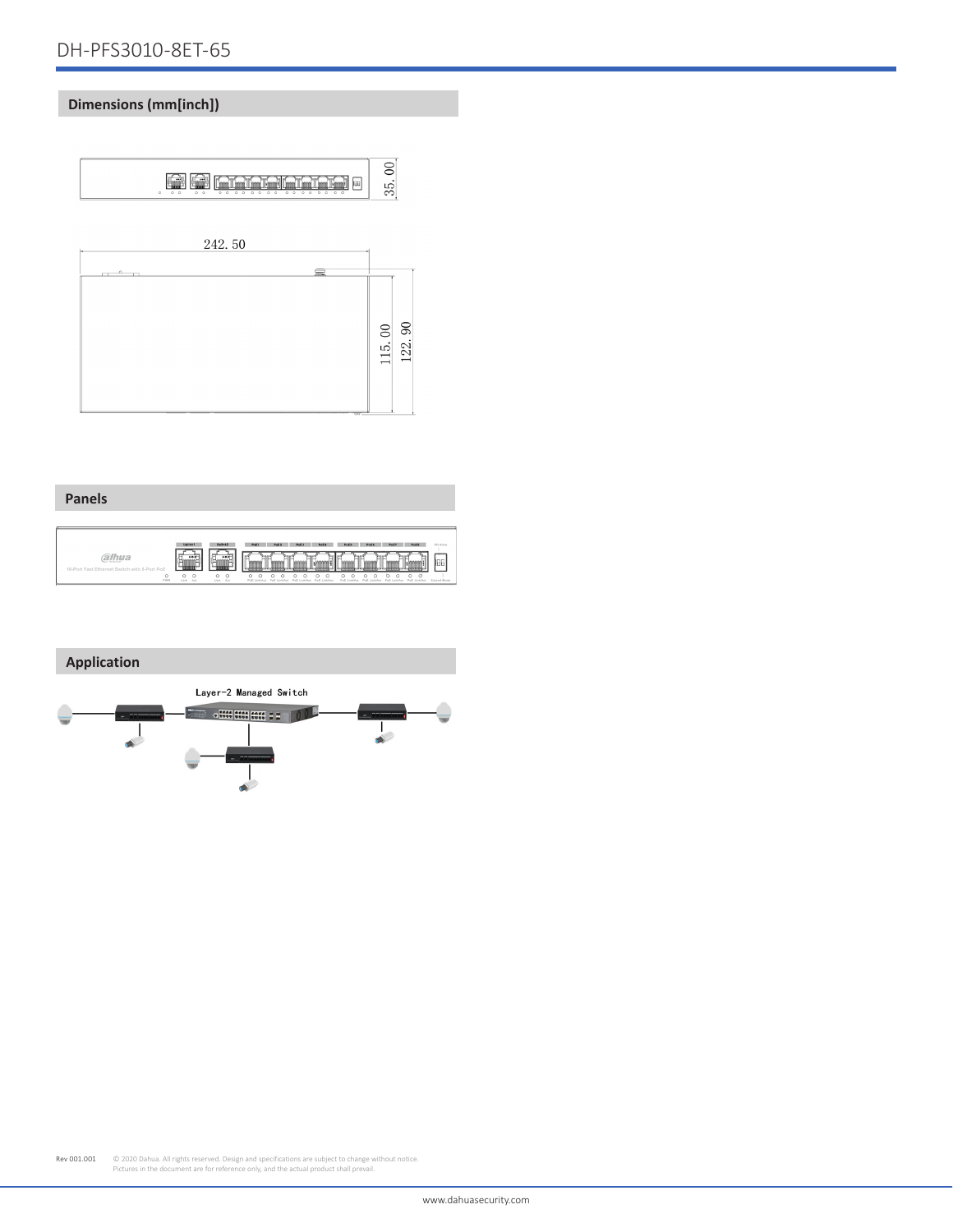## Dimensions (mm[inch])

35.00

242.50

115.00

122.90

## Panels

## Application

Layer-2 Managed Switch

Rev 001.001 © 2020 Dahua. All rights reserved. Design and specifications are subject to change without notice.
Pictures in the document are for reference only, and the actual product shall prevail.